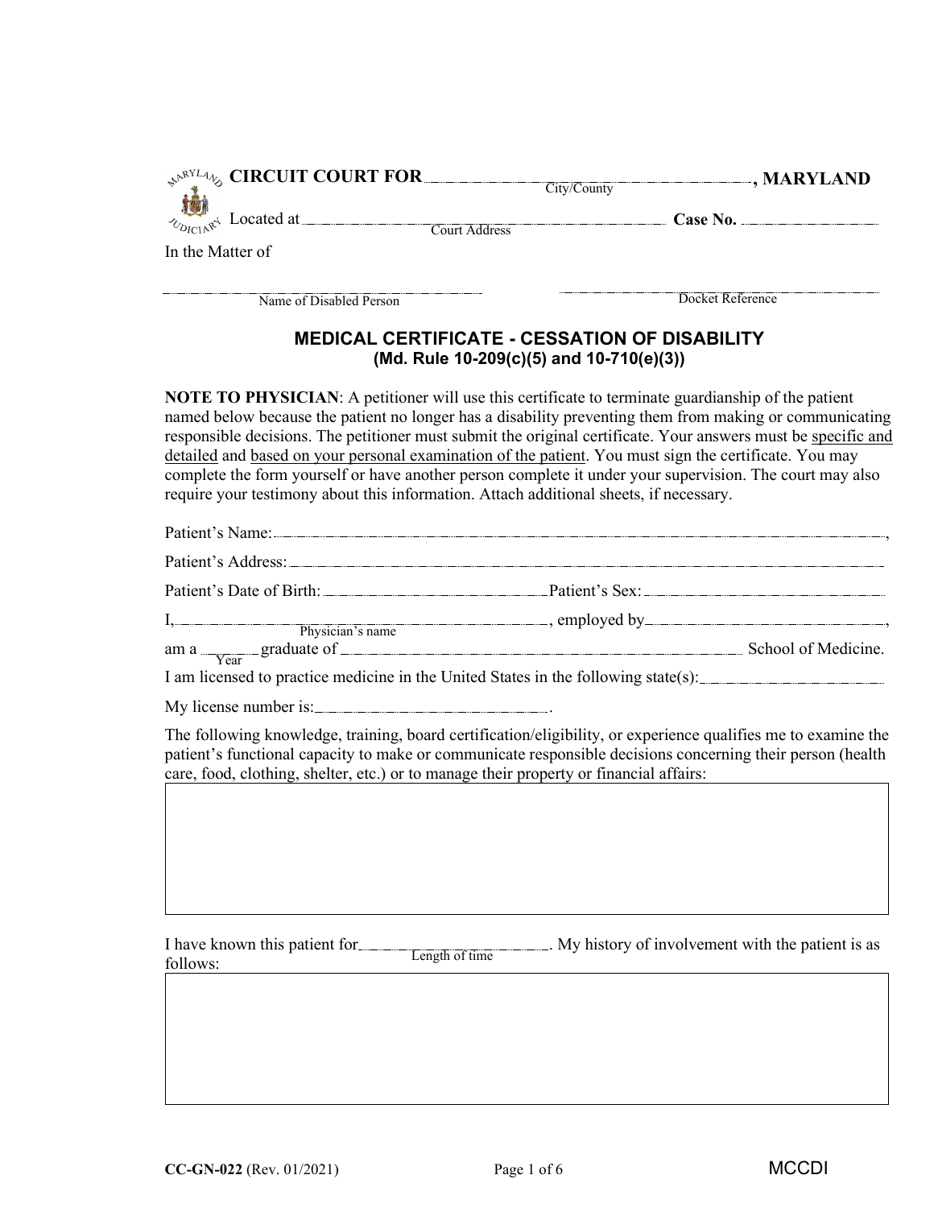**CIRCUIT COURT FOR** ______________________ (City/County)**, MARYLAND**

Located at ______________________ (Court Address) **Case No.** ______________

In the Matter of

______________________ (Name of Disabled Person) ______________________ (Docket Reference)

## MEDICAL CERTIFICATE - CESSATION OF DISABILITY

**(Md. Rule 10-209(c)(5) and 10-710(e)(3))**

**NOTE TO PHYSICIAN**: A petitioner will use this certificate to terminate guardianship of the patient named below because the patient no longer has a disability preventing them from making or communicating responsible decisions. The petitioner must submit the original certificate. Your answers must be specific and detailed and based on your personal examination of the patient. You must sign the certificate. You may complete the form yourself or have another person complete it under your supervision. The court may also require your testimony about this information. Attach additional sheets, if necessary.

Patient's Name: ______________________,

Patient's Address: ______________________

Patient's Date of Birth: ______________ Patient's Sex: ______________

I, ______________________ (Physician's name), employed by ______________________,

am a ______ (Year) graduate of ______________________ School of Medicine.

I am licensed to practice medicine in the United States in the following state(s): ______________

My license number is: ______________.

The following knowledge, training, board certification/eligibility, or experience qualifies me to examine the patient's functional capacity to make or communicate responsible decisions concerning their person (health care, food, clothing, shelter, etc.) or to manage their property or financial affairs:

| |
|---|
| |

I have known this patient for ______________ (Length of time). My history of involvement with the patient is as follows:

| |
|---|
| |

CC-GN-022 (Rev. 01/2021) MCCDI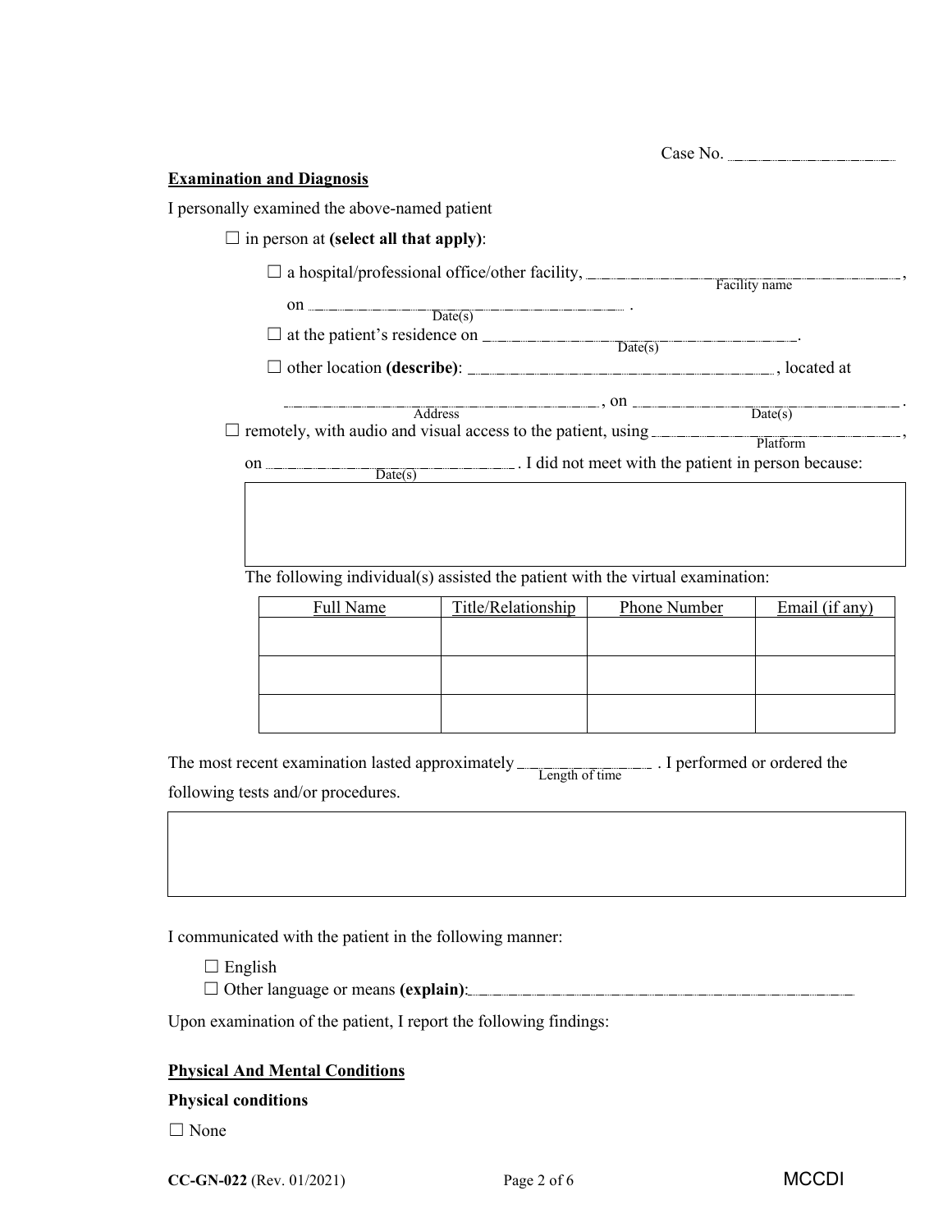Case No. ______________

**Examination and Diagnosis**

I personally examined the above-named patient

☐ in person at **(select all that apply)**:

☐ a hospital/professional office/other facility, ______________________ (Facility name),

on ______________________ (Date(s)) .

☐ at the patient's residence on ______________________ (Date(s)).

☐ other location **(describe)**: ______________________, located at

______________________ (Address), on ______________________ (Date(s)) .

☐ remotely, with audio and visual access to the patient, using ______________________ (Platform),

on ______________________ (Date(s)). I did not meet with the patient in person because:

| |
|---|
| |

The following individual(s) assisted the patient with the virtual examination:

| Full Name | Title/Relationship | Phone Number | Email (if any) |
|---|---|---|---|
| | | | |
| | | | |
| | | | |

The most recent examination lasted approximately ____________ (Length of time) . I performed or ordered the following tests and/or procedures.

| |
|---|
| |

I communicated with the patient in the following manner:

☐ English

☐ Other language or means **(explain)**: ______________________

Upon examination of the patient, I report the following findings:

**Physical And Mental Conditions**

**Physical conditions**

☐ None

CC-GN-022 (Rev. 01/2021) MCCDI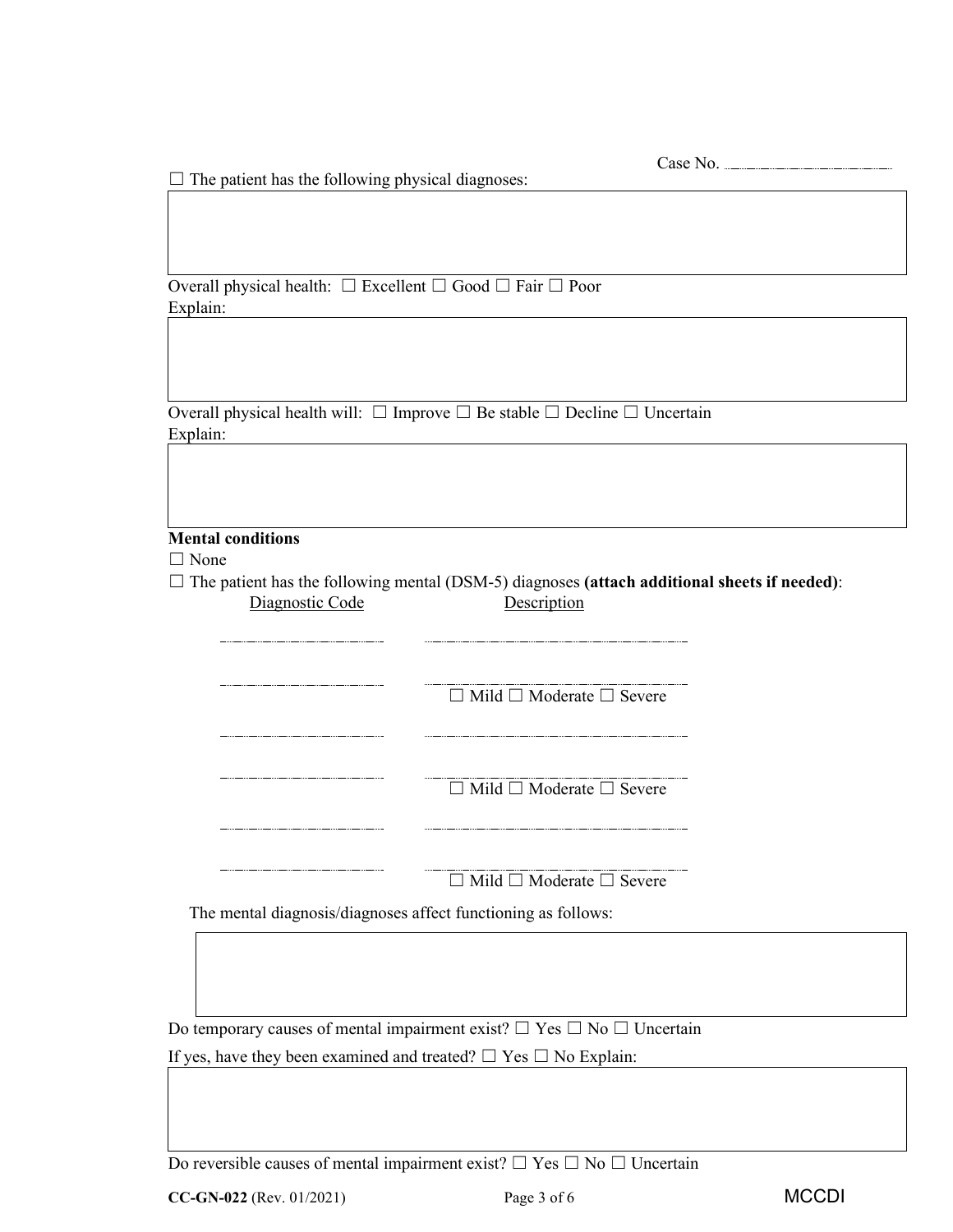Case No. \_\_\_\_\_\_\_\_\_\_\_\_\_\_\_\_

☐ The patient has the following physical diagnoses:

Overall physical health: ☐ Excellent ☐ Good ☐ Fair ☐ Poor

Explain:

Overall physical health will: ☐ Improve ☐ Be stable ☐ Decline ☐ Uncertain

Explain:

**Mental conditions**

☐ None

☐ The patient has the following mental (DSM-5) diagnoses **(attach additional sheets if needed)**:

| Diagnostic Code | Description |
|---|---|
| \_\_\_\_\_\_\_\_\_\_\_\_\_\_\_\_ | \_\_\_\_\_\_\_\_\_\_\_\_\_\_\_\_\_\_\_\_\_\_\_\_ |
| \_\_\_\_\_\_\_\_\_\_\_\_\_\_\_\_ | \_\_\_\_\_\_\_\_\_\_\_\_\_\_\_\_\_\_\_\_\_\_\_\_ |
| | ☐ Mild ☐ Moderate ☐ Severe |
| \_\_\_\_\_\_\_\_\_\_\_\_\_\_\_\_ | \_\_\_\_\_\_\_\_\_\_\_\_\_\_\_\_\_\_\_\_\_\_\_\_ |
| \_\_\_\_\_\_\_\_\_\_\_\_\_\_\_\_ | \_\_\_\_\_\_\_\_\_\_\_\_\_\_\_\_\_\_\_\_\_\_\_\_ |
| | ☐ Mild ☐ Moderate ☐ Severe |
| \_\_\_\_\_\_\_\_\_\_\_\_\_\_\_\_ | \_\_\_\_\_\_\_\_\_\_\_\_\_\_\_\_\_\_\_\_\_\_\_\_ |
| \_\_\_\_\_\_\_\_\_\_\_\_\_\_\_\_ | \_\_\_\_\_\_\_\_\_\_\_\_\_\_\_\_\_\_\_\_\_\_\_\_ |
| | ☐ Mild ☐ Moderate ☐ Severe |

The mental diagnosis/diagnoses affect functioning as follows:

Do temporary causes of mental impairment exist? ☐ Yes ☐ No ☐ Uncertain

If yes, have they been examined and treated? ☐ Yes ☐ No Explain:

Do reversible causes of mental impairment exist? ☐ Yes ☐ No ☐ Uncertain

**CC-GN-022** (Rev. 01/2021) MCCDI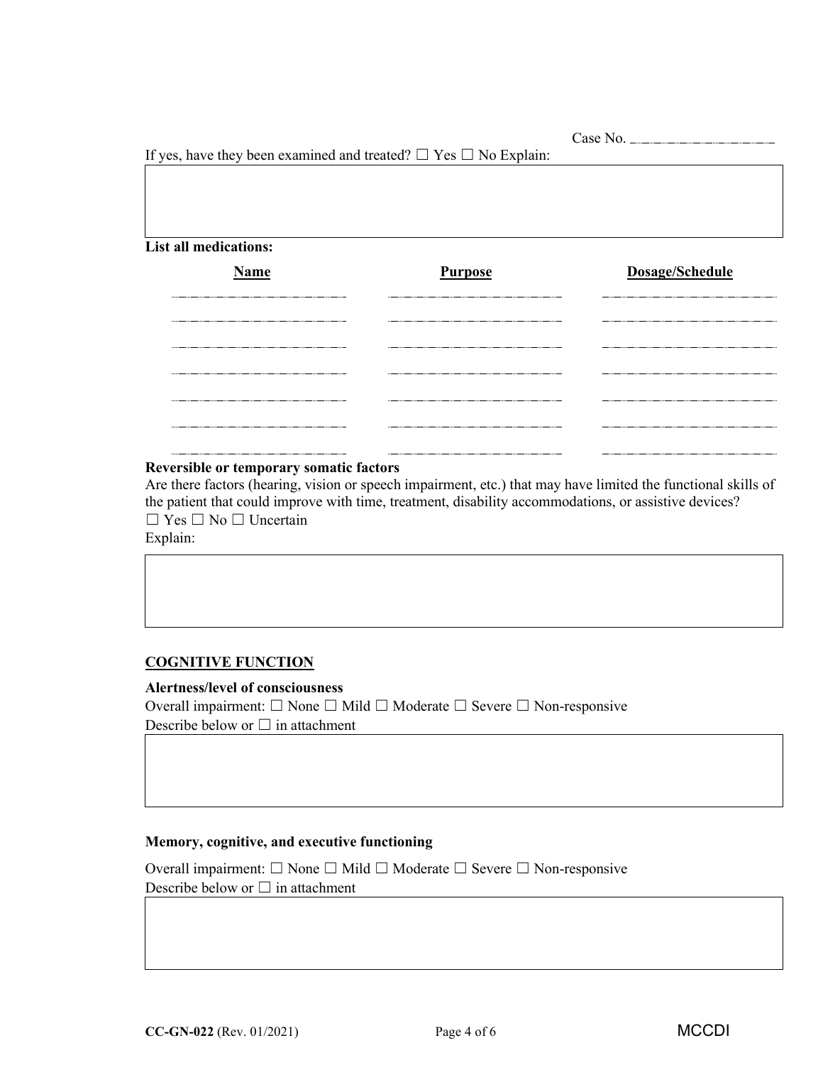Case No. ____________________

If yes, have they been examined and treated? ☐ Yes ☐ No Explain:

**List all medications:**

| Name | Purpose | Dosage/Schedule |
|---|---|---|
| | | |
| | | |
| | | |
| | | |
| | | |
| | | |
| | | |

**Reversible or temporary somatic factors**

Are there factors (hearing, vision or speech impairment, etc.) that may have limited the functional skills of the patient that could improve with time, treatment, disability accommodations, or assistive devices?

☐ Yes ☐ No ☐ Uncertain

Explain:

## COGNITIVE FUNCTION

**Alertness/level of consciousness**

Overall impairment: ☐ None ☐ Mild ☐ Moderate ☐ Severe ☐ Non-responsive

Describe below or ☐ in attachment

**Memory, cognitive, and executive functioning**

Overall impairment: ☐ None ☐ Mild ☐ Moderate ☐ Severe ☐ Non-responsive

Describe below or ☐ in attachment

**CC-GN-022** (Rev. 01/2021) MCCDI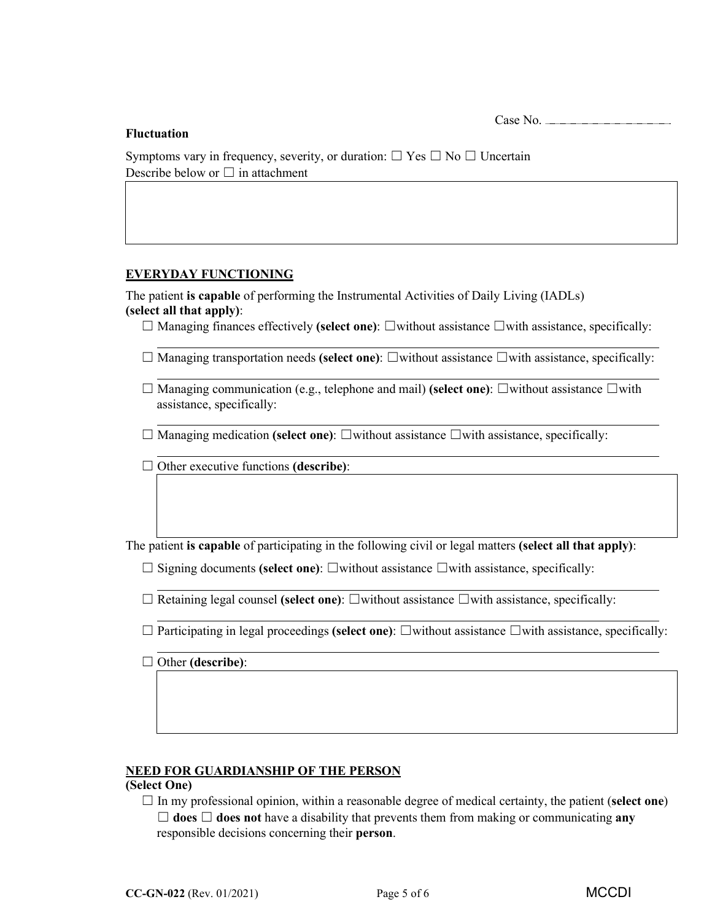Case No. \_\_\_\_\_\_\_\_\_\_\_\_\_\_\_\_\_\_\_\_

**Fluctuation**

Symptoms vary in frequency, severity, or duration: ☐ Yes ☐ No ☐ Uncertain
Describe below or ☐ in attachment

| |
|---|
| |

## EVERYDAY FUNCTIONING

The patient **is capable** of performing the Instrumental Activities of Daily Living (IADLs) **(select all that apply)**:

- ☐ Managing finances effectively **(select one)**: ☐without assistance ☐with assistance, specifically:
  \_\_\_\_\_\_\_\_\_\_\_\_\_\_\_\_\_\_\_\_\_\_\_\_\_\_\_\_\_\_\_\_\_\_\_\_\_\_\_\_\_\_\_\_\_\_\_\_\_\_\_\_\_\_\_\_\_\_\_\_
- ☐ Managing transportation needs **(select one)**: ☐without assistance ☐with assistance, specifically:
  \_\_\_\_\_\_\_\_\_\_\_\_\_\_\_\_\_\_\_\_\_\_\_\_\_\_\_\_\_\_\_\_\_\_\_\_\_\_\_\_\_\_\_\_\_\_\_\_\_\_\_\_\_\_\_\_\_\_\_\_
- ☐ Managing communication (e.g., telephone and mail) **(select one)**: ☐without assistance ☐with assistance, specifically:
  \_\_\_\_\_\_\_\_\_\_\_\_\_\_\_\_\_\_\_\_\_\_\_\_\_\_\_\_\_\_\_\_\_\_\_\_\_\_\_\_\_\_\_\_\_\_\_\_\_\_\_\_\_\_\_\_\_\_\_\_
- ☐ Managing medication **(select one)**: ☐without assistance ☐with assistance, specifically:
  \_\_\_\_\_\_\_\_\_\_\_\_\_\_\_\_\_\_\_\_\_\_\_\_\_\_\_\_\_\_\_\_\_\_\_\_\_\_\_\_\_\_\_\_\_\_\_\_\_\_\_\_\_\_\_\_\_\_\_\_
- ☐ Other executive functions **(describe)**:

| |
|---|
| |

The patient **is capable** of participating in the following civil or legal matters **(select all that apply)**:

- ☐ Signing documents **(select one)**: ☐without assistance ☐with assistance, specifically:
  \_\_\_\_\_\_\_\_\_\_\_\_\_\_\_\_\_\_\_\_\_\_\_\_\_\_\_\_\_\_\_\_\_\_\_\_\_\_\_\_\_\_\_\_\_\_\_\_\_\_\_\_\_\_\_\_\_\_\_\_
- ☐ Retaining legal counsel **(select one)**: ☐without assistance ☐with assistance, specifically:
  \_\_\_\_\_\_\_\_\_\_\_\_\_\_\_\_\_\_\_\_\_\_\_\_\_\_\_\_\_\_\_\_\_\_\_\_\_\_\_\_\_\_\_\_\_\_\_\_\_\_\_\_\_\_\_\_\_\_\_\_
- ☐ Participating in legal proceedings **(select one)**: ☐without assistance ☐with assistance, specifically:
  \_\_\_\_\_\_\_\_\_\_\_\_\_\_\_\_\_\_\_\_\_\_\_\_\_\_\_\_\_\_\_\_\_\_\_\_\_\_\_\_\_\_\_\_\_\_\_\_\_\_\_\_\_\_\_\_\_\_\_\_
- ☐ Other **(describe)**:

| |
|---|
| |

## NEED FOR GUARDIANSHIP OF THE PERSON

**(Select One)**

- ☐ In my professional opinion, within a reasonable degree of medical certainty, the patient (**select one**) ☐ **does** ☐ **does not** have a disability that prevents them from making or communicating **any** responsible decisions concerning their **person**.

**CC-GN-022** (Rev. 01/2021) MCCDI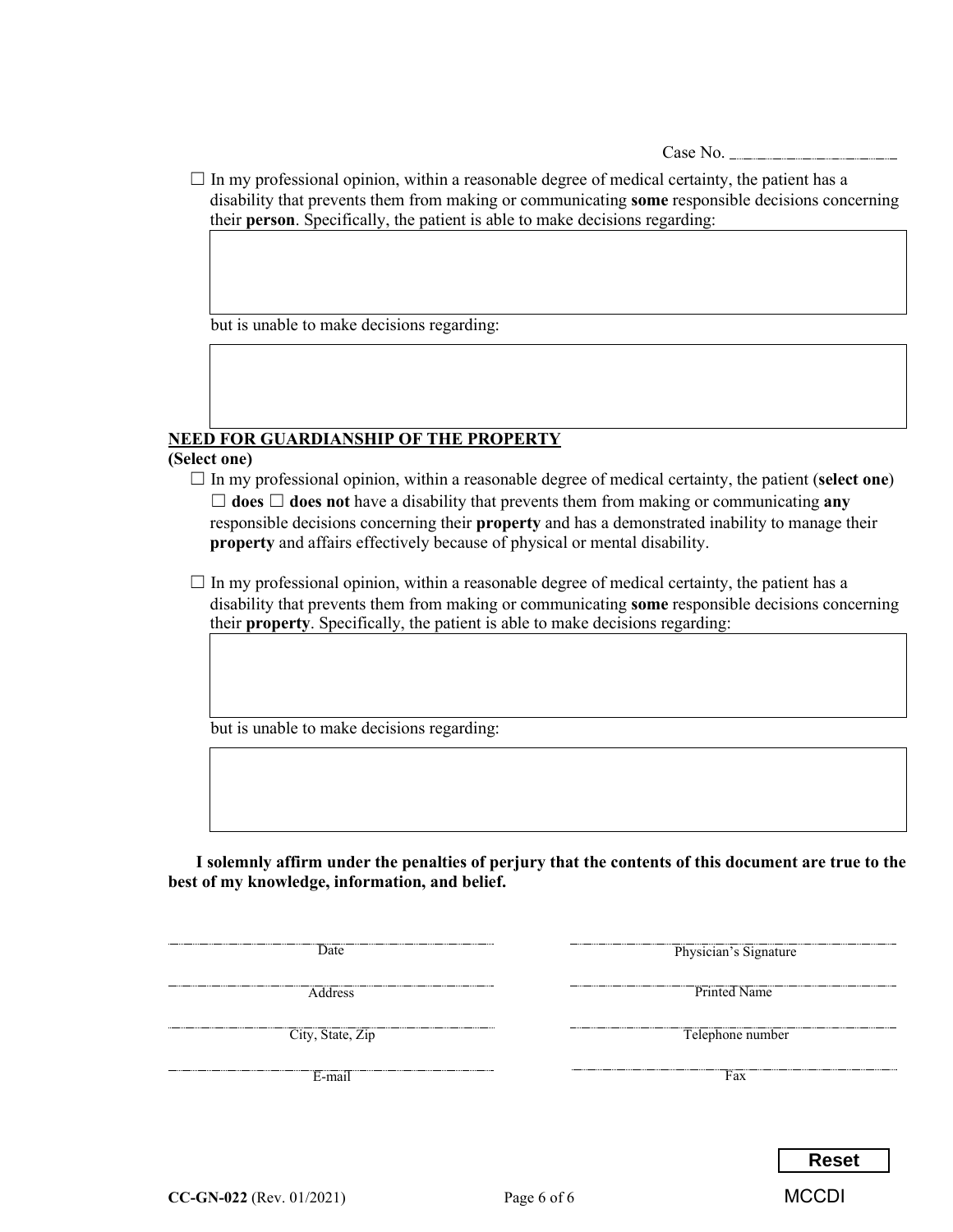Case No. ____________

☐ In my professional opinion, within a reasonable degree of medical certainty, the patient has a disability that prevents them from making or communicating **some** responsible decisions concerning their **person**. Specifically, the patient is able to make decisions regarding:

| |
|---|
| |

but is unable to make decisions regarding:

| |
|---|
| |

**NEED FOR GUARDIANSHIP OF THE PROPERTY**

**(Select one)**

☐ In my professional opinion, within a reasonable degree of medical certainty, the patient (**select one**) ☐ **does** ☐ **does not** have a disability that prevents them from making or communicating **any** responsible decisions concerning their **property** and has a demonstrated inability to manage their **property** and affairs effectively because of physical or mental disability.

☐ In my professional opinion, within a reasonable degree of medical certainty, the patient has a disability that prevents them from making or communicating **some** responsible decisions concerning their **property**. Specifically, the patient is able to make decisions regarding:

| |
|---|
| |

but is unable to make decisions regarding:

| |
|---|
| |

**I solemnly affirm under the penalties of perjury that the contents of this document are true to the best of my knowledge, information, and belief.**

| | |
|---|---|
| ____________________ Date | ____________________ Physician's Signature |
| ____________________ Address | ____________________ Printed Name |
| ____________________ City, State, Zip | ____________________ Telephone number |
| ____________________ E-mail | ____________________ Fax |

Reset

CC-GN-022 (Rev. 01/2021) MCCDI